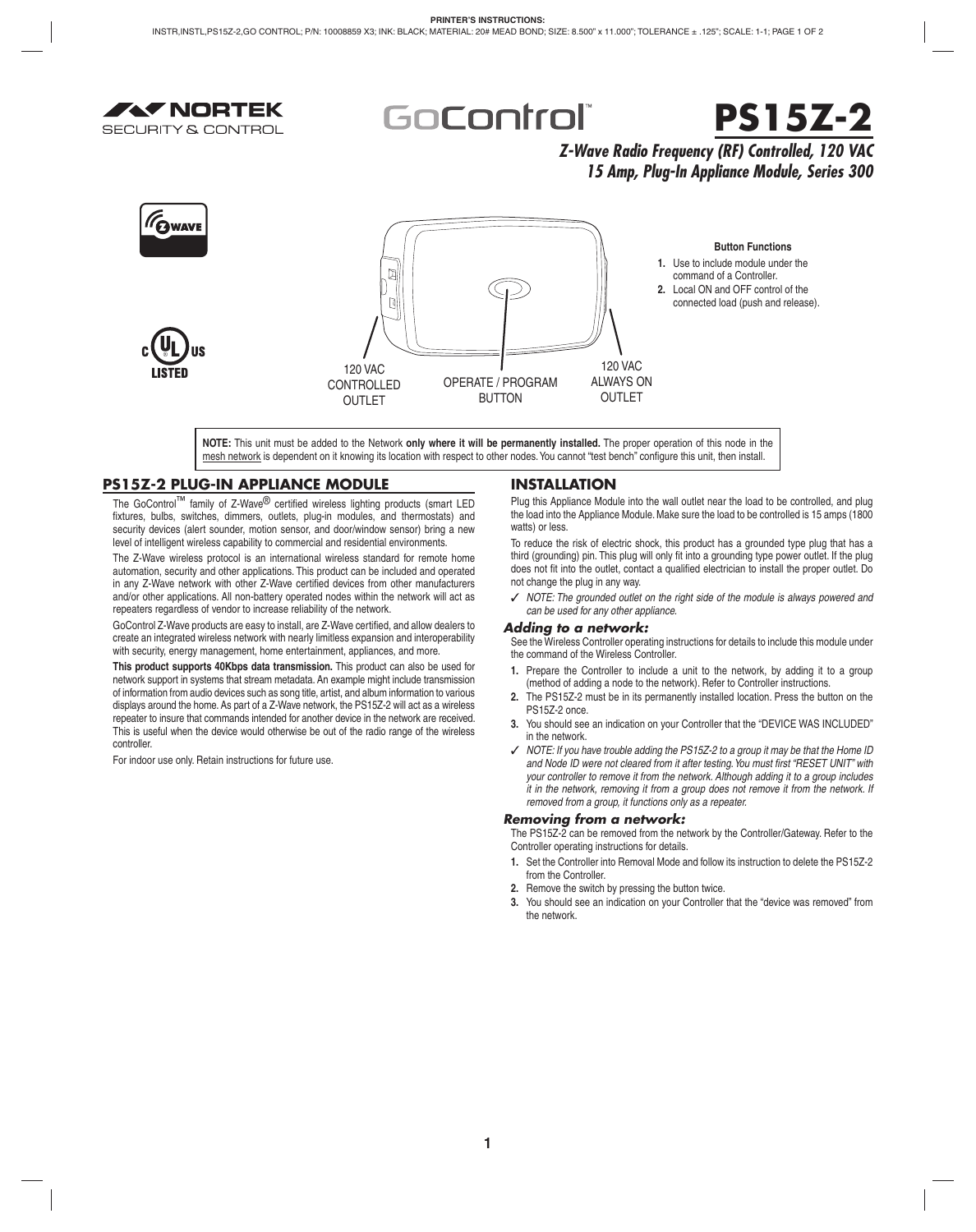NORTEK SECURITY & CONTROL

GoControl™

# PS15Z-2

***Z-Wave Radio Frequency (RF) Controlled, 120 VAC 15 Amp, Plug-In Appliance Module, Series 300***

120 VAC CONTROLLED OUTLET

OPERATE / PROGRAM BUTTON

120 VAC ALWAYS ON OUTLET

**Button Functions**

1. Use to include module under the command of a Controller.
2. Local ON and OFF control of the connected load (push and release).

**NOTE:** This unit must be added to the Network **only where it will be permanently installed.** The proper operation of this node in the mesh network is dependent on it knowing its location with respect to other nodes. You cannot "test bench" configure this unit, then install.

## PS15Z-2 PLUG-IN APPLIANCE MODULE

The GoControl™ family of Z-Wave® certified wireless lighting products (smart LED fixtures, bulbs, switches, dimmers, outlets, plug-in modules, and thermostats) and security devices (alert sounder, motion sensor, and door/window sensor) bring a new level of intelligent wireless capability to commercial and residential environments.

The Z-Wave wireless protocol is an international wireless standard for remote home automation, security and other applications. This product can be included and operated in any Z-Wave network with other Z-Wave certified devices from other manufacturers and/or other applications. All non-battery operated nodes within the network will act as repeaters regardless of vendor to increase reliability of the network.

GoControl Z-Wave products are easy to install, are Z-Wave certified, and allow dealers to create an integrated wireless network with nearly limitless expansion and interoperability with security, energy management, home entertainment, appliances, and more.

**This product supports 40Kbps data transmission.** This product can also be used for network support in systems that stream metadata. An example might include transmission of information from audio devices such as song title, artist, and album information to various displays around the home. As part of a Z-Wave network, the PS15Z-2 will act as a wireless repeater to insure that commands intended for another device in the network are received. This is useful when the device would otherwise be out of the radio range of the wireless controller.

For indoor use only. Retain instructions for future use.

## INSTALLATION

Plug this Appliance Module into the wall outlet near the load to be controlled, and plug the load into the Appliance Module. Make sure the load to be controlled is 15 amps (1800 watts) or less.

To reduce the risk of electric shock, this product has a grounded type plug that has a third (grounding) pin. This plug will only fit into a grounding type power outlet. If the plug does not fit into the outlet, contact a qualified electrician to install the proper outlet. Do not change the plug in any way.

✓ *NOTE: The grounded outlet on the right side of the module is always powered and can be used for any other appliance.*

### *Adding to a network:*

See the Wireless Controller operating instructions for details to include this module under the command of the Wireless Controller.

1. Prepare the Controller to include a unit to the network, by adding it to a group (method of adding a node to the network). Refer to Controller instructions.
2. The PS15Z-2 must be in its permanently installed location. Press the button on the PS15Z-2 once.
3. You should see an indication on your Controller that the "DEVICE WAS INCLUDED" in the network.

✓ *NOTE: If you have trouble adding the PS15Z-2 to a group it may be that the Home ID and Node ID were not cleared from it after testing. You must first "RESET UNIT" with your controller to remove it from the network. Although adding it to a group includes it in the network, removing it from a group does not remove it from the network. If removed from a group, it functions only as a repeater.*

### *Removing from a network:*

The PS15Z-2 can be removed from the network by the Controller/Gateway. Refer to the Controller operating instructions for details.

1. Set the Controller into Removal Mode and follow its instruction to delete the PS15Z-2 from the Controller.
2. Remove the switch by pressing the button twice.
3. You should see an indication on your Controller that the "device was removed" from the network.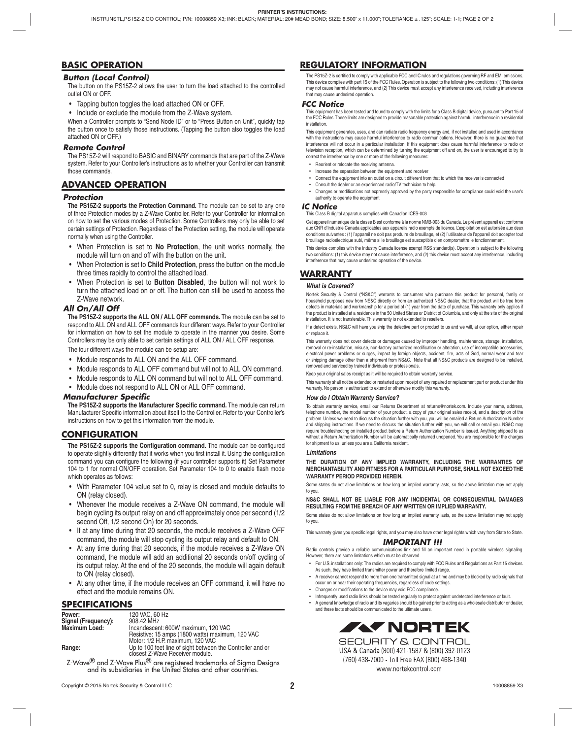## BASIC OPERATION

### Button (Local Control)

The button on the PS15Z-2 allows the user to turn the load attached to the controlled outlet ON or OFF.

- Tapping button toggles the load attached ON or OFF.
- Include or exclude the module from the Z-Wave system.

When a Controller prompts to "Send Node ID" or to "Press Button on Unit", quickly tap the button once to satisfy those instructions. (Tapping the button also toggles the load attached ON or OFF.)

### Remote Control

The PS15Z-2 will respond to BASIC and BINARY commands that are part of the Z-Wave system. Refer to your Controller's instructions as to whether your Controller can transmit those commands.

## ADVANCED OPERATION

### Protection

**The PS15Z-2 supports the Protection Command.** The module can be set to any one of three Protection modes by a Z-Wave Controller. Refer to your Controller for information on how to set the various modes of Protection. Some Controllers may only be able to set certain settings of Protection. Regardless of the Protection setting, the module will operate normally when using the Controller.

- When Protection is set to **No Protection**, the unit works normally, the module will turn on and off with the button on the unit.
- When Protection is set to **Child Protection**, press the button on the module three times rapidly to control the attached load.
- When Protection is set to **Button Disabled**, the button will not work to turn the attached load on or off. The button can still be used to access the Z-Wave network.

### All On/All Off

**The PS15Z-2 supports the ALL ON / ALL OFF commands.** The module can be set to respond to ALL ON and ALL OFF commands four different ways. Refer to your Controller for information on how to set the module to operate in the manner you desire. Some Controllers may be only able to set certain settings of ALL ON / ALL OFF response.

The four different ways the module can be setup are:

- Module responds to ALL ON and the ALL OFF command.
- Module responds to ALL OFF command but will not to ALL ON command.
- Module responds to ALL ON command but will not to ALL OFF command.
- Module does not respond to ALL ON or ALL OFF command.

### Manufacturer Specific

**The PS15Z-2 supports the Manufacturer Specific command.** The module can return Manufacturer Specific information about itself to the Controller. Refer to your Controller's instructions on how to get this information from the module.

## CONFIGURATION

**The PS15Z-2 supports the Configuration command.** The module can be configured to operate slightly differently that it works when you first install it. Using the configuration command you can configure the following (if your controller supports it) Set Parameter 104 to 1 for normal ON/OFF operation. Set Parameter 104 to 0 to enable flash mode which operates as follows:

- With Parameter 104 value set to 0, relay is closed and module defaults to ON (relay closed).
- Whenever the module receives a Z-Wave ON command, the module will begin cycling its output relay on and off approximately once per second (1/2 second Off, 1/2 second On) for 20 seconds.
- If at any time during that 20 seconds, the module receives a Z-Wave OFF command, the module will stop cycling its output relay and default to ON.
- At any time during that 20 seconds, if the module receives a Z-Wave ON command, the module will add an additional 20 seconds on/off cycling of its output relay. At the end of the 20 seconds, the module will again default to ON (relay closed).
- At any other time, if the module receives an OFF command, it will have no effect and the module remains ON.

## SPECIFICATIONS

| | |
|---|---|
| **Power:** | 120 VAC, 60 Hz |
| **Signal (Frequency):** | 908.42 MHz |
| **Maximum Load:** | Incandescent: 600W maximum, 120 VAC<br>Resistive: 15 amps (1800 watts) maximum, 120 VAC<br>Motor: 1/2 H.P. maximum, 120 VAC |
| **Range:** | Up to 100 feet line of sight between the Controller and or closest Z-Wave Receiver module. |

Z-Wave® and Z-Wave Plus® are registered trademarks of Sigma Designs and its subsidiaries in the United States and other countries.

## REGULATORY INFORMATION

The PS15Z-2 is certified to comply with applicable FCC and IC rules and regulations governing RF and EMI emissions. This device complies with part 15 of the FCC Rules. Operation is subject to the following two conditions: (1) This device may not cause harmful interference, and (2) This device must accept any interference received, including interference that may cause undesired operation.

### FCC Notice

This equipment has been tested and found to comply with the limits for a Class B digital device, pursuant to Part 15 of the FCC Rules. These limits are designed to provide reasonable protection against harmful interference in a residential installation.

This equipment generates, uses, and can radiate radio frequency energy and, if not installed and used in accordance with the instructions may cause harmful interference to radio communications. However, there is no guarantee that interference will not occur in a particular installation. If this equipment does cause harmful interference to radio or television reception, which can be determined by turning the equipment off and on, the user is encouraged to try to correct the interference by one or more of the following measures:

- Reorient or relocate the receiving antenna.
- Increase the separation between the equipment and receiver
- Connect the equipment into an outlet on a circuit different from that to which the receiver is connected
- Consult the dealer or an experienced radio/TV technician to help.
- Changes or modifications not expressly approved by the party responsible for compliance could void the user's authority to operate the equipment

### IC Notice

This Class B digital apparatus complies with Canadian ICES-003

Cet appareil numérique de la classe B est conforme à la norme NMB-003 du Canada. Le présent appareil est conforme aux CNR d'Industrie Canada applicables aux appareils radio exempts de licence. L'exploitation est autorisée aux deux conditions suivantes : (1) l'appareil ne doit pas produire de brouillage, et (2) l'utilisateur de l'appareil doit accepter tout brouillage radioélectrique subi, même si le brouillage est susceptible d'en compromettre le fonctionnement.

This device complies with the Industry Canada license exempt RSS standard(s). Operation is subject to the following two conditions: (1) this device may not cause interference, and (2) this device must accept any interference, including interference that may cause undesired operation of the device.

## WARRANTY

### What is Covered?

Nortek Security & Control ("NS&C") warrants to consumers who purchase this product for personal, family or household purposes new from NS&C directly or from an authorized NS&C dealer, that the product will be free from defects in materials and workmanship for a period of (1) year from the date of purchase. This warranty only applies if the product is installed at a residence in the 50 United States or District of Columbia, and only at the site of the original installation. It is not transferable. This warranty is not extended to resellers.

If a defect exists, NS&C will have you ship the defective part or product to us and we will, at our option, either repair or replace it.

This warranty does not cover defects or damages caused by improper handling, maintenance, storage, installation, removal or re-installation, misuse, non-factory authorized modification or alteration, use of incompatible accessories, electrical power problems or surges, impact by foreign objects, accident, fire, acts of God, normal wear and tear or shipping damage other than a shipment from NS&C. Note that all NS&C products are designed to be installed, removed and serviced by trained individuals or professionals.

Keep your original sales receipt as it will be required to obtain warranty service.

This warranty shall not be extended or restarted upon receipt of any repaired or replacement part or product under this warranty. No person is authorized to extend or otherwise modify this warranty.

### How do I Obtain Warranty Service?

To obtain warranty service, email our Returns Department at returns@nortek.com. Include your name, address, telephone number, the model number of your product, a copy of your original sales receipt, and a description of the problem. Unless we need to discuss the situation further with you, you will be emailed a Return Authorization Number and shipping instructions. If we need to discuss the situation further with you, we will call or email you. NS&C may require troubleshooting on installed product before a Return Authorization Number is issued. Anything shipped to us without a Return Authorization Number will be automatically returned unopened. You are responsible for the charges for shipment to us, unless you are a California resident.

### Limitations

**THE DURATION OF ANY IMPLIED WARRANTY, INCLUDING THE WARRANTIES OF MERCHANTABILITY AND FITNESS FOR A PARTICULAR PURPOSE, SHALL NOT EXCEED THE WARRANTY PERIOD PROVIDED HEREIN.**

Some states do not allow limitations on how long an implied warranty lasts, so the above limitation may not apply to you.

**NS&C SHALL NOT BE LIABLE FOR ANY INCIDENTAL OR CONSEQUENTIAL DAMAGES RESULTING FROM THE BREACH OF ANY WRITTEN OR IMPLIED WARRANTY.**

Some states do not allow limitations on how long an implied warranty lasts, so the above limitation may not apply to you.

This warranty gives you specific legal rights, and you may also have other legal rights which vary from State to State.

### IMPORTANT !!!

Radio controls provide a reliable communications link and fill an important need in portable wireless signaling. However, there are some limitations which must be observed.

- For U.S. installations only: The radios are required to comply with FCC Rules and Regulations as Part 15 devices. As such, they have limited transmitter power and therefore limited range.
- A receiver cannot respond to more than one transmitted signal at a time and may be blocked by radio signals that occur on or near their operating frequencies, regardless of code settings.
- Changes or modifications to the device may void FCC compliance.
- Infrequently used radio links should be tested regularly to protect against undetected interference or fault.
- A general knowledge of radio and its vagaries should be gained prior to acting as a wholesale distributor or dealer, and these facts should be communicated to the ultimate users.

NORTEK
SECURITY & CONTROL
USA & Canada (800) 421-1587 & (800) 392-0123
(760) 438-7000 - Toll Free FAX (800) 468-1340
www.nortekcontrol.com

Copyright © 2015 Nortek Security & Control LLC

10008859 X3